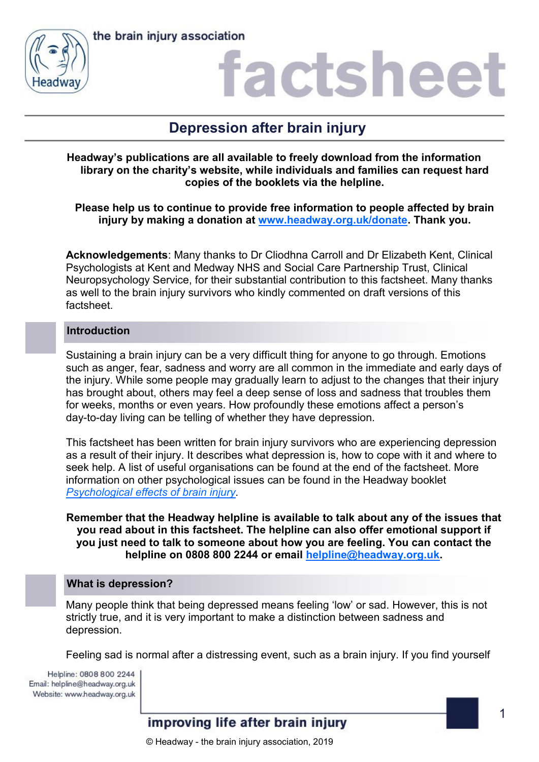# Depression after brain injury

**Headway's publications are all available to freely download from the information library on the charity's website, while individuals and families can request hard copies of the booklets via the helpline.**

**Please help us to continue to provide free information to people affected by brain injury by making a donation at [www.headway.org.uk/donate](www.headway.org.uk/donate). Thank you.**

**Acknowledgements**: Many thanks to Dr Cliodhna Carroll and Dr Elizabeth Kent, Clinical Psychologists at Kent and Medway NHS and Social Care Partnership Trust, Clinical Neuropsychology Service, for their substantial contribution to this factsheet. Many thanks as well to the brain injury survivors who kindly commented on draft versions of this factsheet.

## Introduction

Sustaining a brain injury can be a very difficult thing for anyone to go through. Emotions such as anger, fear, sadness and worry are all common in the immediate and early days of the injury. While some people may gradually learn to adjust to the changes that their injury has brought about, others may feel a deep sense of loss and sadness that troubles them for weeks, months or even years. How profoundly these emotions affect a person's day-to-day living can be telling of whether they have depression.

This factsheet has been written for brain injury survivors who are experiencing depression as a result of their injury. It describes what depression is, how to cope with it and where to seek help. A list of useful organisations can be found at the end of the factsheet. More information on other psychological issues can be found in the Headway booklet *Psychological effects of brain injury*.

**Remember that the Headway helpline is available to talk about any of the issues that you read about in this factsheet. The helpline can also offer emotional support if you just need to talk to someone about how you are feeling. You can contact the helpline on 0808 800 2244 or email [helpline@headway.org.uk](mailto:helpline@headway.org.uk).**

## What is depression?

Many people think that being depressed means feeling 'low' or sad. However, this is not strictly true, and it is very important to make a distinction between sadness and depression.

Feeling sad is normal after a distressing event, such as a brain injury. If you find yourself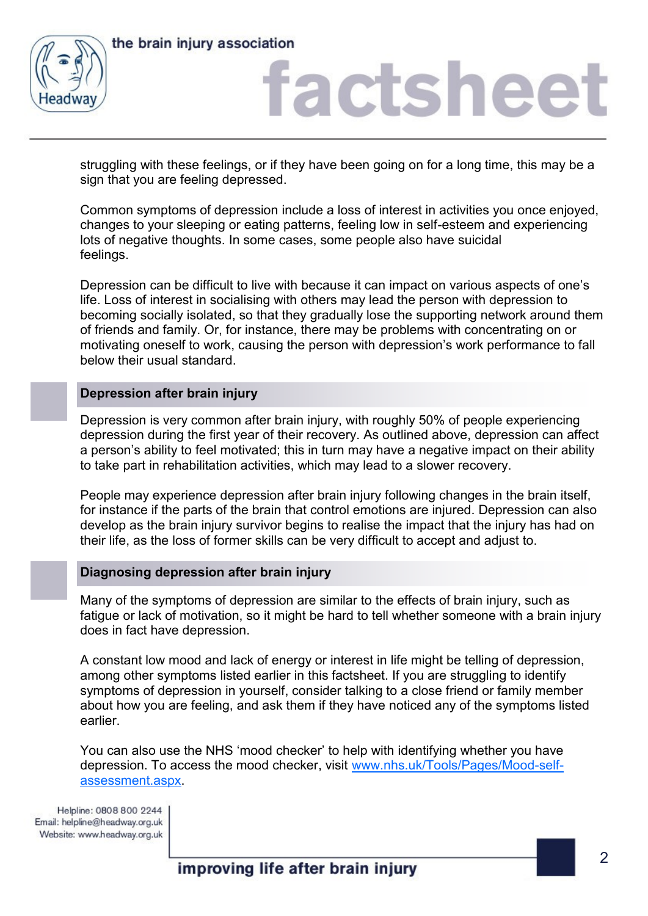struggling with these feelings, or if they have been going on for a long time, this may be a sign that you are feeling depressed.

Common symptoms of depression include a loss of interest in activities you once enjoyed, changes to your sleeping or eating patterns, feeling low in self-esteem and experiencing lots of negative thoughts. In some cases, some people also have suicidal feelings.

Depression can be difficult to live with because it can impact on various aspects of one's life. Loss of interest in socialising with others may lead the person with depression to becoming socially isolated, so that they gradually lose the supporting network around them of friends and family. Or, for instance, there may be problems with concentrating on or motivating oneself to work, causing the person with depression's work performance to fall below their usual standard.

## Depression after brain injury

Depression is very common after brain injury, with roughly 50% of people experiencing depression during the first year of their recovery. As outlined above, depression can affect a person's ability to feel motivated; this in turn may have a negative impact on their ability to take part in rehabilitation activities, which may lead to a slower recovery.

People may experience depression after brain injury following changes in the brain itself, for instance if the parts of the brain that control emotions are injured. Depression can also develop as the brain injury survivor begins to realise the impact that the injury has had on their life, as the loss of former skills can be very difficult to accept and adjust to.

## Diagnosing depression after brain injury

Many of the symptoms of depression are similar to the effects of brain injury, such as fatigue or lack of motivation, so it might be hard to tell whether someone with a brain injury does in fact have depression.

A constant low mood and lack of energy or interest in life might be telling of depression, among other symptoms listed earlier in this factsheet. If you are struggling to identify symptoms of depression in yourself, consider talking to a close friend or family member about how you are feeling, and ask them if they have noticed any of the symptoms listed earlier.

You can also use the NHS 'mood checker' to help with identifying whether you have depression. To access the mood checker, visit [www.nhs.uk/Tools/Pages/Mood-self-assessment.aspx](http://www.nhs.uk/Tools/Pages/Mood-self-assessment.aspx).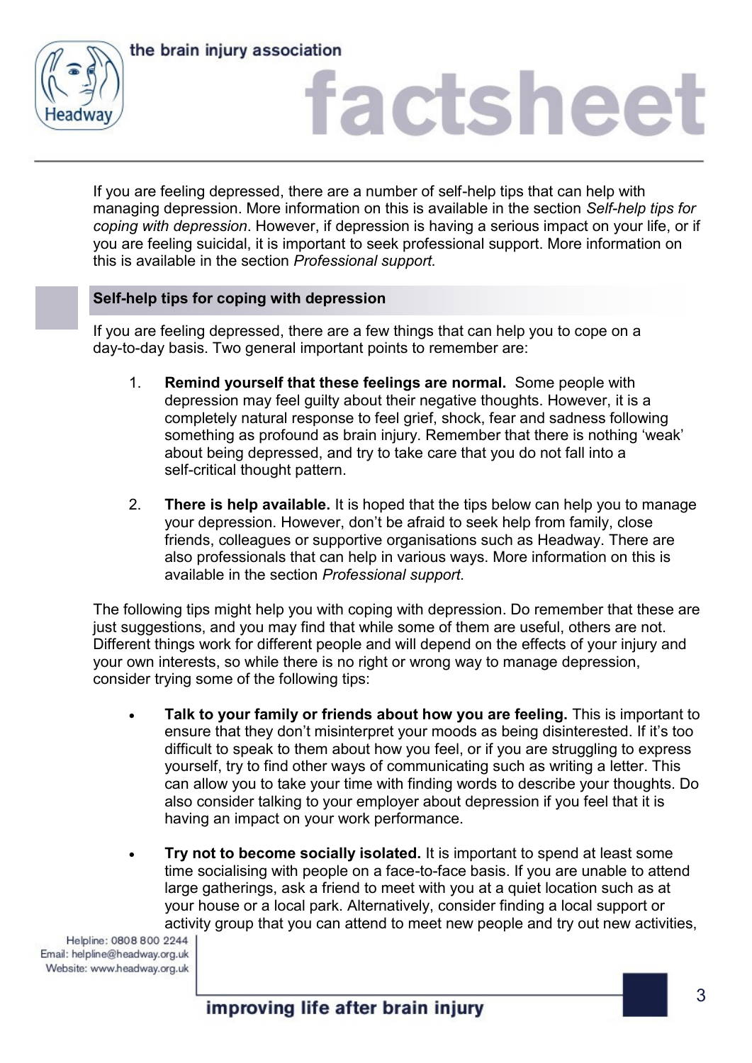If you are feeling depressed, there are a number of self-help tips that can help with managing depression. More information on this is available in the section *Self-help tips for coping with depression*. However, if depression is having a serious impact on your life, or if you are feeling suicidal, it is important to seek professional support. More information on this is available in the section *Professional support.*

## Self-help tips for coping with depression

If you are feeling depressed, there are a few things that can help you to cope on a day-to-day basis. Two general important points to remember are:

1. **Remind yourself that these feelings are normal.** Some people with depression may feel guilty about their negative thoughts. However, it is a completely natural response to feel grief, shock, fear and sadness following something as profound as brain injury. Remember that there is nothing 'weak' about being depressed, and try to take care that you do not fall into a self-critical thought pattern.

2. **There is help available.** It is hoped that the tips below can help you to manage your depression. However, don't be afraid to seek help from family, close friends, colleagues or supportive organisations such as Headway. There are also professionals that can help in various ways. More information on this is available in the section *Professional support.*

The following tips might help you with coping with depression. Do remember that these are just suggestions, and you may find that while some of them are useful, others are not. Different things work for different people and will depend on the effects of your injury and your own interests, so while there is no right or wrong way to manage depression, consider trying some of the following tips:

- **Talk to your family or friends about how you are feeling.** This is important to ensure that they don't misinterpret your moods as being disinterested. If it's too difficult to speak to them about how you feel, or if you are struggling to express yourself, try to find other ways of communicating such as writing a letter. This can allow you to take your time with finding words to describe your thoughts. Do also consider talking to your employer about depression if you feel that it is having an impact on your work performance.

- **Try not to become socially isolated.** It is important to spend at least some time socialising with people on a face-to-face basis. If you are unable to attend large gatherings, ask a friend to meet with you at a quiet location such as at your house or a local park. Alternatively, consider finding a local support or activity group that you can attend to meet new people and try out new activities,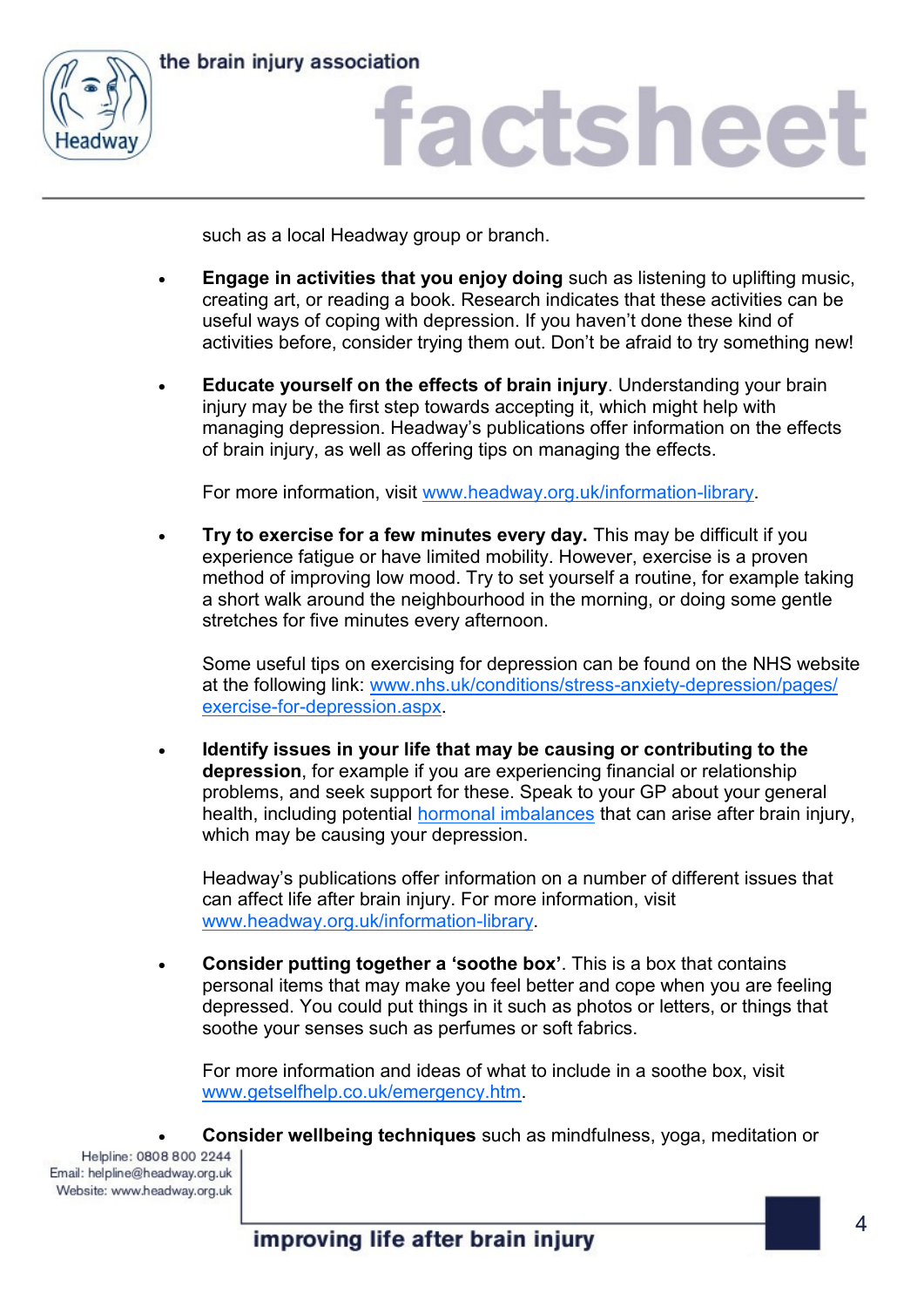such as a local Headway group or branch.

- **Engage in activities that you enjoy doing** such as listening to uplifting music, creating art, or reading a book. Research indicates that these activities can be useful ways of coping with depression. If you haven't done these kind of activities before, consider trying them out. Don't be afraid to try something new!

- **Educate yourself on the effects of brain injury**. Understanding your brain injury may be the first step towards accepting it, which might help with managing depression. Headway's publications offer information on the effects of brain injury, as well as offering tips on managing the effects.

  For more information, visit www.headway.org.uk/information-library.

- **Try to exercise for a few minutes every day.** This may be difficult if you experience fatigue or have limited mobility. However, exercise is a proven method of improving low mood. Try to set yourself a routine, for example taking a short walk around the neighbourhood in the morning, or doing some gentle stretches for five minutes every afternoon.

  Some useful tips on exercising for depression can be found on the NHS website at the following link: www.nhs.uk/conditions/stress-anxiety-depression/pages/exercise-for-depression.aspx.

- **Identify issues in your life that may be causing or contributing to the depression**, for example if you are experiencing financial or relationship problems, and seek support for these. Speak to your GP about your general health, including potential hormonal imbalances that can arise after brain injury, which may be causing your depression.

  Headway's publications offer information on a number of different issues that can affect life after brain injury. For more information, visit www.headway.org.uk/information-library.

- **Consider putting together a 'soothe box'**. This is a box that contains personal items that may make you feel better and cope when you are feeling depressed. You could put things in it such as photos or letters, or things that soothe your senses such as perfumes or soft fabrics.

  For more information and ideas of what to include in a soothe box, visit www.getselfhelp.co.uk/emergency.htm.

- **Consider wellbeing techniques** such as mindfulness, yoga, meditation or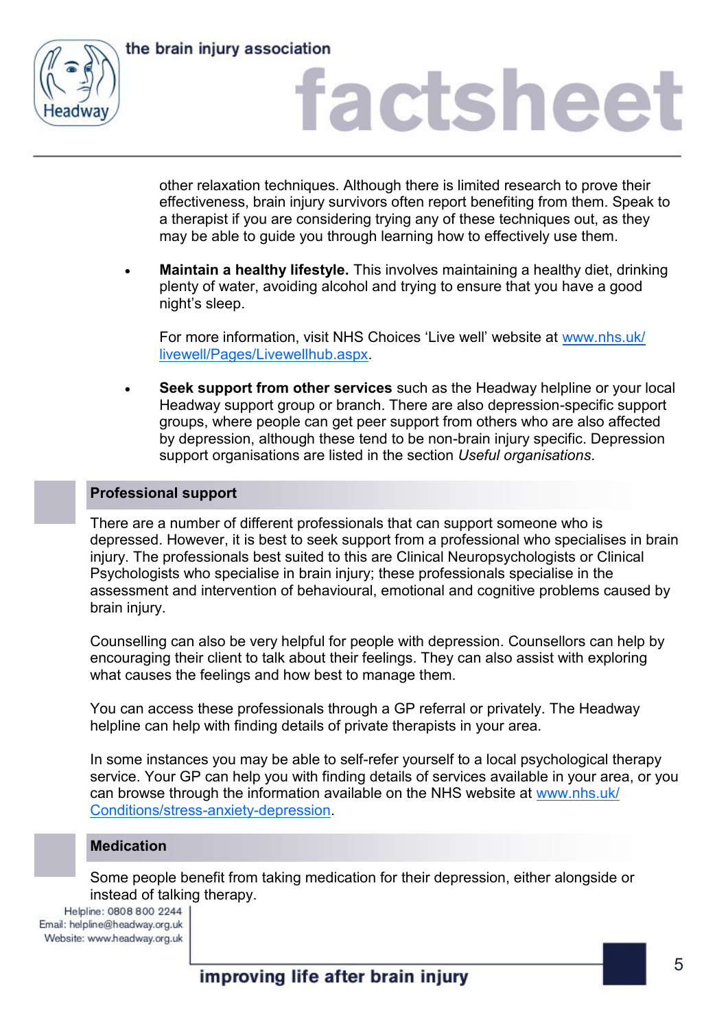other relaxation techniques. Although there is limited research to prove their effectiveness, brain injury survivors often report benefiting from them. Speak to a therapist if you are considering trying any of these techniques out, as they may be able to guide you through learning how to effectively use them.

- **Maintain a healthy lifestyle.** This involves maintaining a healthy diet, drinking plenty of water, avoiding alcohol and trying to ensure that you have a good night's sleep.

  For more information, visit NHS Choices 'Live well' website at www.nhs.uk/livewell/Pages/Livewellhub.aspx.

- **Seek support from other services** such as the Headway helpline or your local Headway support group or branch. There are also depression-specific support groups, where people can get peer support from others who are also affected by depression, although these tend to be non-brain injury specific. Depression support organisations are listed in the section *Useful organisations*.

## Professional support

There are a number of different professionals that can support someone who is depressed. However, it is best to seek support from a professional who specialises in brain injury. The professionals best suited to this are Clinical Neuropsychologists or Clinical Psychologists who specialise in brain injury; these professionals specialise in the assessment and intervention of behavioural, emotional and cognitive problems caused by brain injury.

Counselling can also be very helpful for people with depression. Counsellors can help by encouraging their client to talk about their feelings. They can also assist with exploring what causes the feelings and how best to manage them.

You can access these professionals through a GP referral or privately. The Headway helpline can help with finding details of private therapists in your area.

In some instances you may be able to self-refer yourself to a local psychological therapy service. Your GP can help you with finding details of services available in your area, or you can browse through the information available on the NHS website at www.nhs.uk/Conditions/stress-anxiety-depression.

## Medication

Some people benefit from taking medication for their depression, either alongside or instead of talking therapy.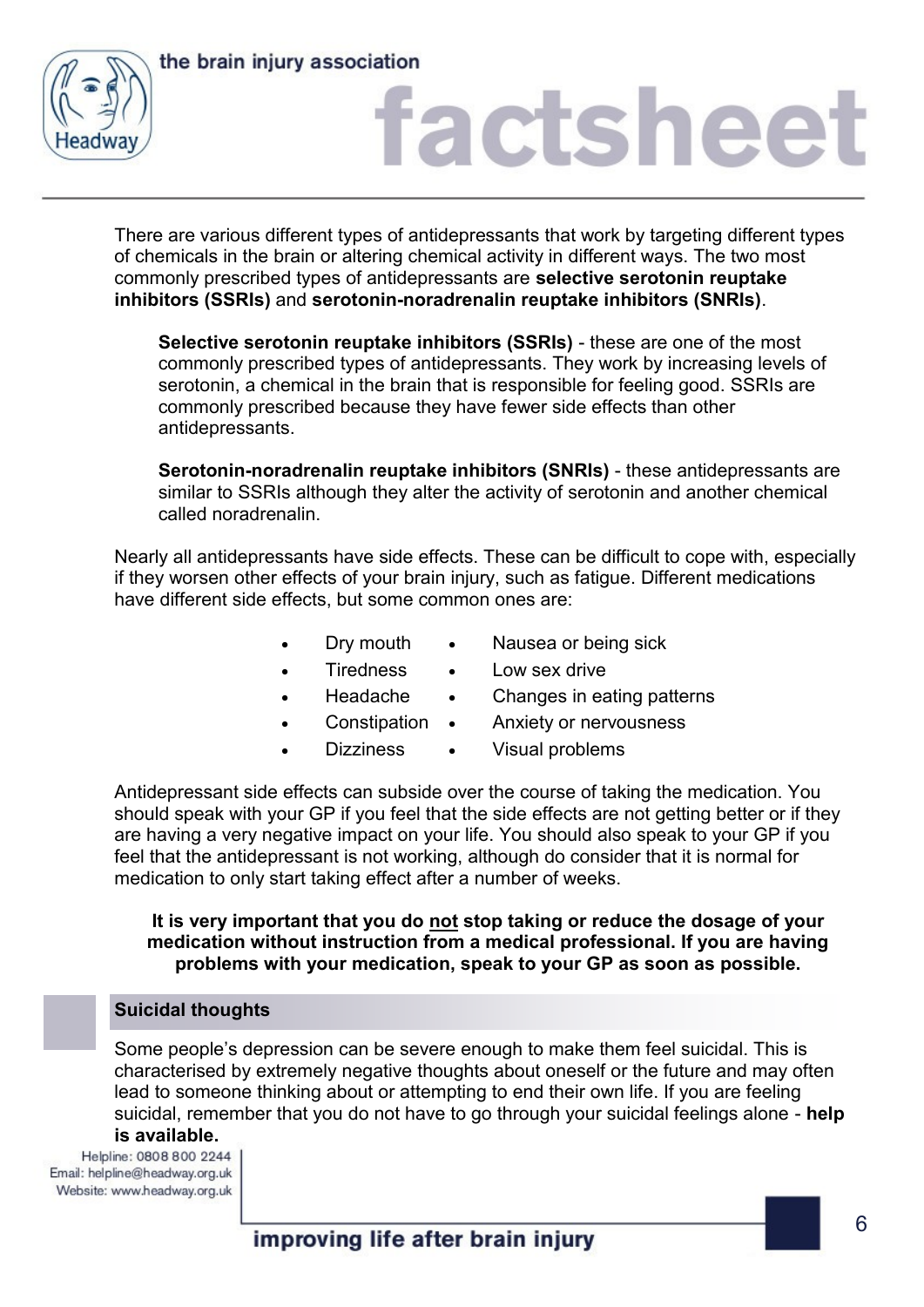There are various different types of antidepressants that work by targeting different types of chemicals in the brain or altering chemical activity in different ways. The two most commonly prescribed types of antidepressants are **selective serotonin reuptake inhibitors (SSRIs)** and **serotonin-noradrenalin reuptake inhibitors (SNRIs)**.

**Selective serotonin reuptake inhibitors (SSRIs)** - these are one of the most commonly prescribed types of antidepressants. They work by increasing levels of serotonin, a chemical in the brain that is responsible for feeling good. SSRIs are commonly prescribed because they have fewer side effects than other antidepressants.

**Serotonin-noradrenalin reuptake inhibitors (SNRIs)** - these antidepressants are similar to SSRIs although they alter the activity of serotonin and another chemical called noradrenalin.

Nearly all antidepressants have side effects. These can be difficult to cope with, especially if they worsen other effects of your brain injury, such as fatigue. Different medications have different side effects, but some common ones are:

- Dry mouth
- Tiredness
- Headache
- Constipation
- Dizziness
- Nausea or being sick
- Low sex drive
- Changes in eating patterns
- Anxiety or nervousness
- Visual problems

Antidepressant side effects can subside over the course of taking the medication. You should speak with your GP if you feel that the side effects are not getting better or if they are having a very negative impact on your life. You should also speak to your GP if you feel that the antidepressant is not working, although do consider that it is normal for medication to only start taking effect after a number of weeks.

**It is very important that you do <u>not</u> stop taking or reduce the dosage of your medication without instruction from a medical professional. If you are having problems with your medication, speak to your GP as soon as possible.**

## Suicidal thoughts

Some people's depression can be severe enough to make them feel suicidal. This is characterised by extremely negative thoughts about oneself or the future and may often lead to someone thinking about or attempting to end their own life. If you are feeling suicidal, remember that you do not have to go through your suicidal feelings alone - **help is available.**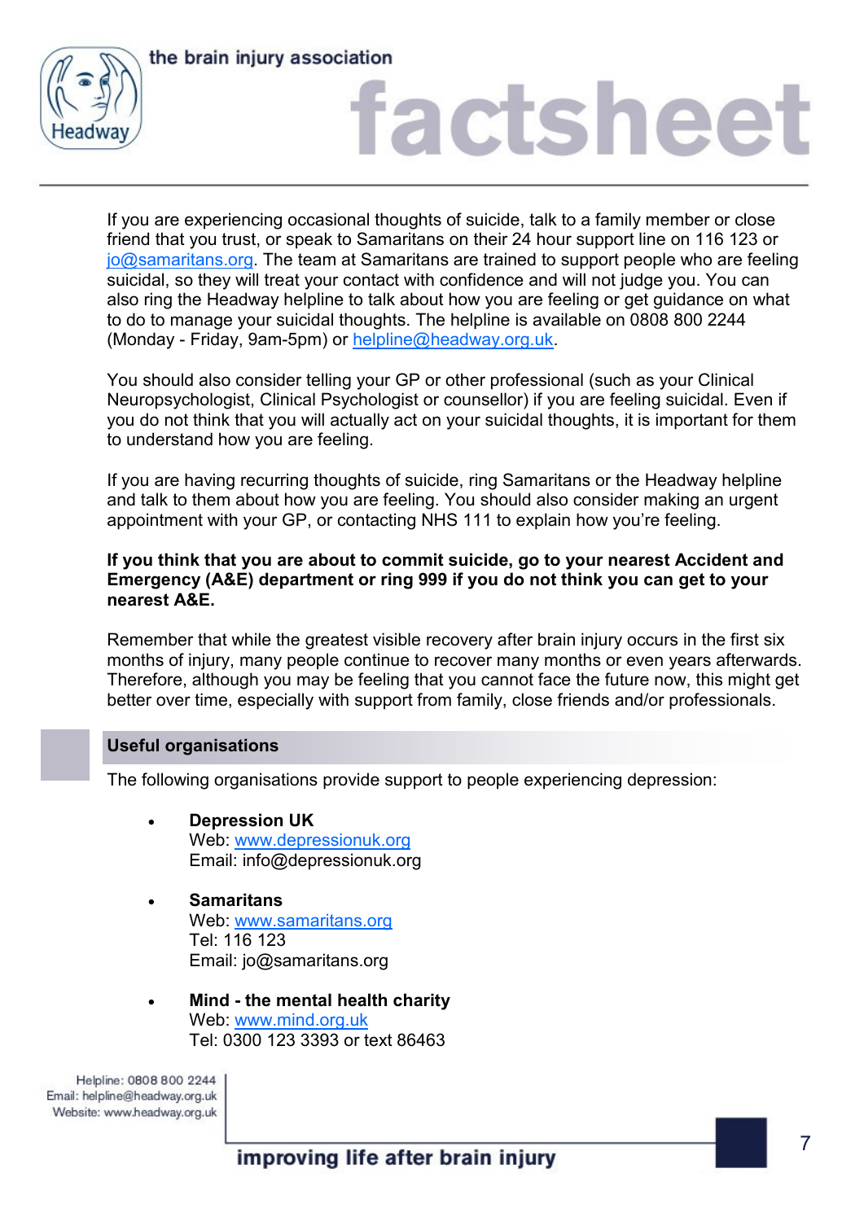If you are experiencing occasional thoughts of suicide, talk to a family member or close friend that you trust, or speak to Samaritans on their 24 hour support line on 116 123 or jo@samaritans.org. The team at Samaritans are trained to support people who are feeling suicidal, so they will treat your contact with confidence and will not judge you. You can also ring the Headway helpline to talk about how you are feeling or get guidance on what to do to manage your suicidal thoughts. The helpline is available on 0808 800 2244 (Monday - Friday, 9am-5pm) or helpline@headway.org.uk.

You should also consider telling your GP or other professional (such as your Clinical Neuropsychologist, Clinical Psychologist or counsellor) if you are feeling suicidal. Even if you do not think that you will actually act on your suicidal thoughts, it is important for them to understand how you are feeling.

If you are having recurring thoughts of suicide, ring Samaritans or the Headway helpline and talk to them about how you are feeling. You should also consider making an urgent appointment with your GP, or contacting NHS 111 to explain how you're feeling.

**If you think that you are about to commit suicide, go to your nearest Accident and Emergency (A&E) department or ring 999 if you do not think you can get to your nearest A&E.**

Remember that while the greatest visible recovery after brain injury occurs in the first six months of injury, many people continue to recover many months or even years afterwards. Therefore, although you may be feeling that you cannot face the future now, this might get better over time, especially with support from family, close friends and/or professionals.

## Useful organisations

The following organisations provide support to people experiencing depression:

- **Depression UK**
  Web: www.depressionuk.org
  Email: info@depressionuk.org

- **Samaritans**
  Web: www.samaritans.org
  Tel: 116 123
  Email: jo@samaritans.org

- **Mind - the mental health charity**
  Web: www.mind.org.uk
  Tel: 0300 123 3393 or text 86463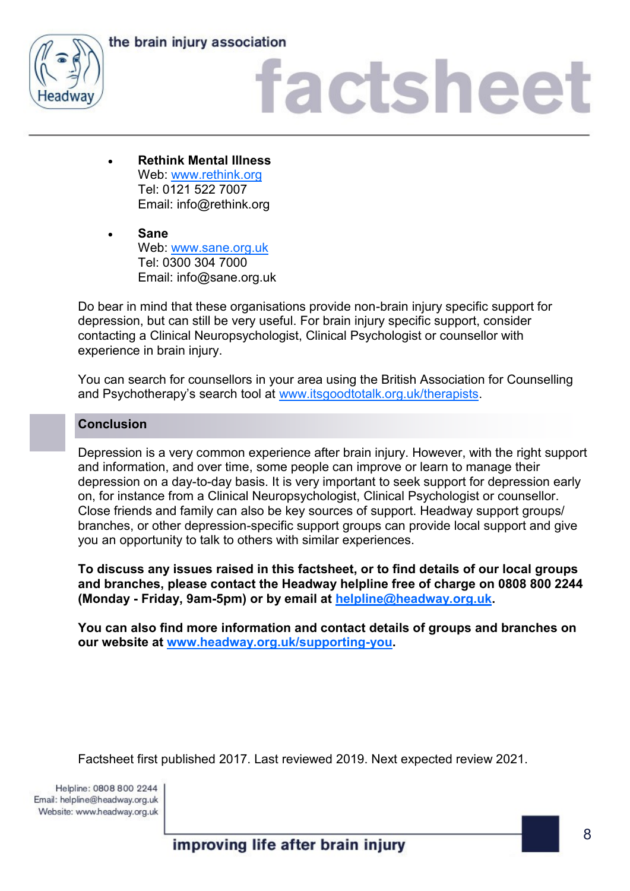- **Rethink Mental Illness**
  Web: www.rethink.org
  Tel: 0121 522 7007
  Email: info@rethink.org

- **Sane**
  Web: www.sane.org.uk
  Tel: 0300 304 7000
  Email: info@sane.org.uk

Do bear in mind that these organisations provide non-brain injury specific support for depression, but can still be very useful. For brain injury specific support, consider contacting a Clinical Neuropsychologist, Clinical Psychologist or counsellor with experience in brain injury.

You can search for counsellors in your area using the British Association for Counselling and Psychotherapy's search tool at www.itsgoodtotalk.org.uk/therapists.

## Conclusion

Depression is a very common experience after brain injury. However, with the right support and information, and over time, some people can improve or learn to manage their depression on a day-to-day basis. It is very important to seek support for depression early on, for instance from a Clinical Neuropsychologist, Clinical Psychologist or counsellor. Close friends and family can also be key sources of support. Headway support groups/ branches, or other depression-specific support groups can provide local support and give you an opportunity to talk to others with similar experiences.

**To discuss any issues raised in this factsheet, or to find details of our local groups and branches, please contact the Headway helpline free of charge on 0808 800 2244 (Monday - Friday, 9am-5pm) or by email at helpline@headway.org.uk.**

**You can also find more information and contact details of groups and branches on our website at www.headway.org.uk/supporting-you.**

Factsheet first published 2017. Last reviewed 2019. Next expected review 2021.